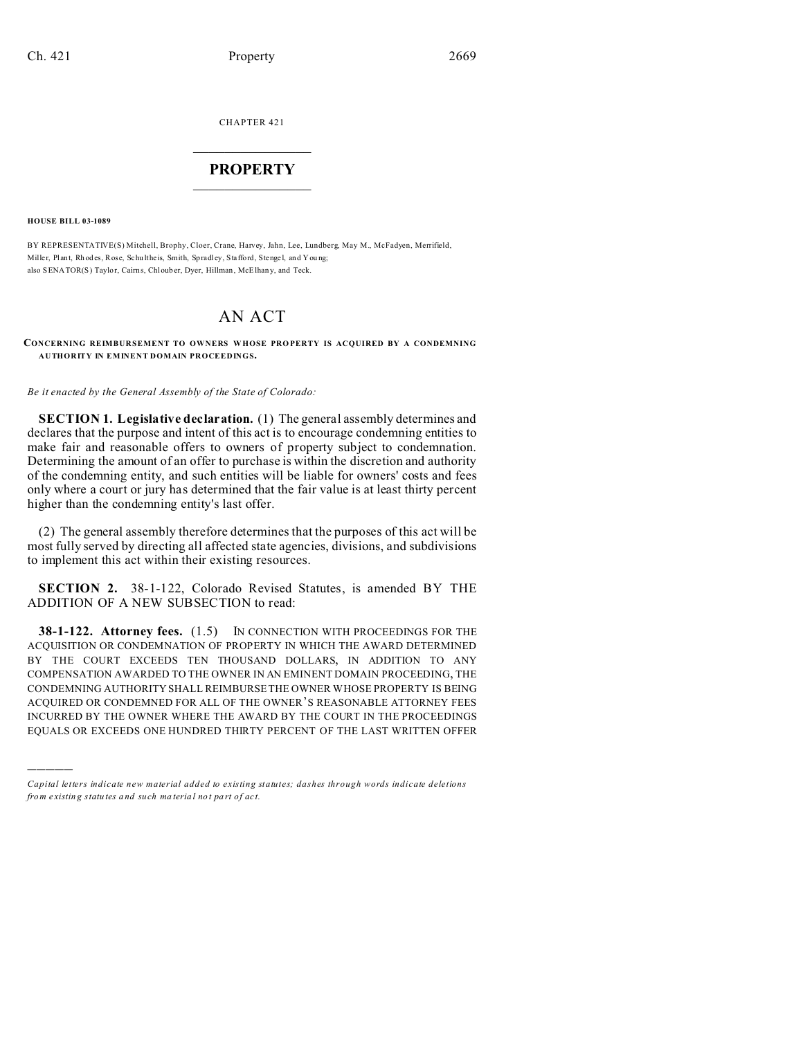CHAPTER 421

# PROPERTY

**HOUSE BILL 03-1089**

BY REPRESENTATIVE(S) Mitchell, Brophy, Cloer, Crane, Harvey, Jahn, Lee, Lundberg, May M., McFadyen, Merrifield, Miller, Plant, Rhodes, Rose, Schultheis, Smith, Spradley, Stafford, Stengel, and Young;
also SENATOR(S) Taylor, Cairns, Chlouber, Dyer, Hillman, McElhany, and Teck.

# AN ACT

**CONCERNING REIMBURSEMENT TO OWNERS WHOSE PROPERTY IS ACQUIRED BY A CONDEMNING AUTHORITY IN EMINENT DOMAIN PROCEEDINGS.**

*Be it enacted by the General Assembly of the State of Colorado:*

**SECTION 1. Legislative declaration.** (1) The general assembly determines and declares that the purpose and intent of this act is to encourage condemning entities to make fair and reasonable offers to owners of property subject to condemnation. Determining the amount of an offer to purchase is within the discretion and authority of the condemning entity, and such entities will be liable for owners' costs and fees only where a court or jury has determined that the fair value is at least thirty percent higher than the condemning entity's last offer.

(2) The general assembly therefore determines that the purposes of this act will be most fully served by directing all affected state agencies, divisions, and subdivisions to implement this act within their existing resources.

**SECTION 2.** 38-1-122, Colorado Revised Statutes, is amended BY THE ADDITION OF A NEW SUBSECTION to read:

**38-1-122. Attorney fees.** (1.5) IN CONNECTION WITH PROCEEDINGS FOR THE ACQUISITION OR CONDEMNATION OF PROPERTY IN WHICH THE AWARD DETERMINED BY THE COURT EXCEEDS TEN THOUSAND DOLLARS, IN ADDITION TO ANY COMPENSATION AWARDED TO THE OWNER IN AN EMINENT DOMAIN PROCEEDING, THE CONDEMNING AUTHORITY SHALL REIMBURSE THE OWNER WHOSE PROPERTY IS BEING ACQUIRED OR CONDEMNED FOR ALL OF THE OWNER'S REASONABLE ATTORNEY FEES INCURRED BY THE OWNER WHERE THE AWARD BY THE COURT IN THE PROCEEDINGS EQUALS OR EXCEEDS ONE HUNDRED THIRTY PERCENT OF THE LAST WRITTEN OFFER

---

*Capital letters indicate new material added to existing statutes; dashes through words indicate deletions from existing statutes and such material not part of act.*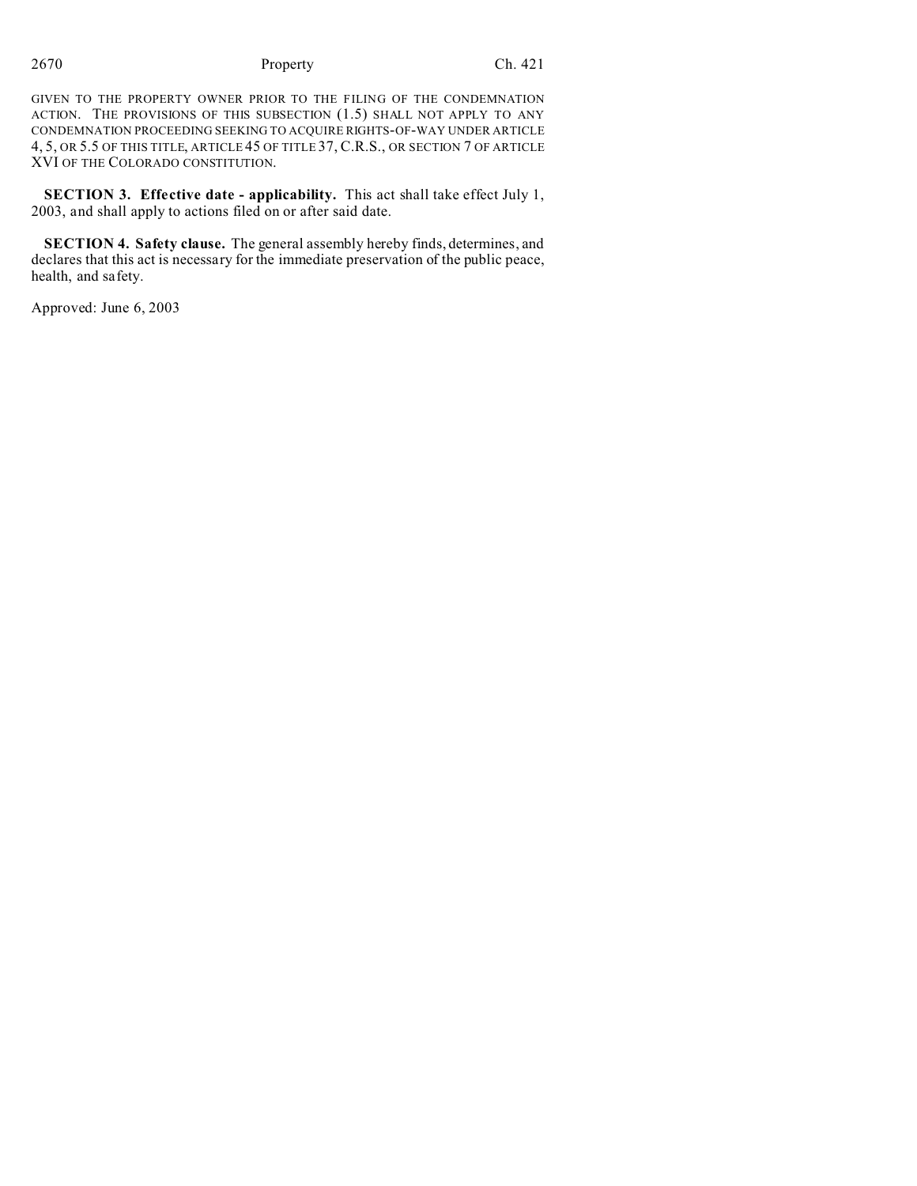GIVEN TO THE PROPERTY OWNER PRIOR TO THE FILING OF THE CONDEMNATION ACTION. THE PROVISIONS OF THIS SUBSECTION (1.5) SHALL NOT APPLY TO ANY CONDEMNATION PROCEEDING SEEKING TO ACQUIRE RIGHTS-OF-WAY UNDER ARTICLE 4, 5, OR 5.5 OF THIS TITLE, ARTICLE 45 OF TITLE 37, C.R.S., OR SECTION 7 OF ARTICLE XVI OF THE COLORADO CONSTITUTION.

**SECTION 3. Effective date - applicability.** This act shall take effect July 1, 2003, and shall apply to actions filed on or after said date.

**SECTION 4. Safety clause.** The general assembly hereby finds, determines, and declares that this act is necessary for the immediate preservation of the public peace, health, and safety.

Approved: June 6, 2003